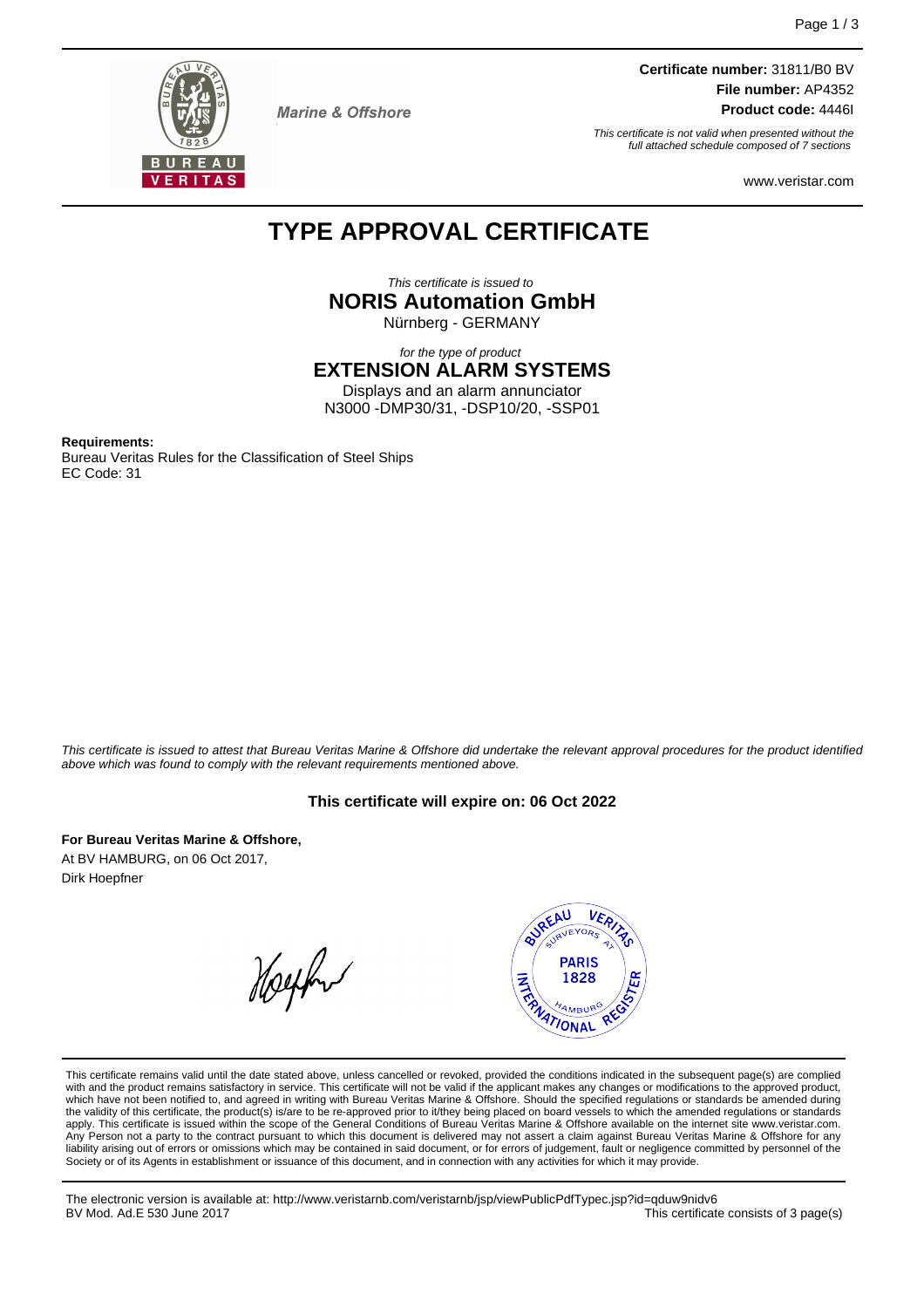Marine & Offshore

**Certificate number:** 31811/B0 BV
**File number:** AP4352
**Product code:** 4446I

*This certificate is not valid when presented without the full attached schedule composed of 7 sections*

www.veristar.com

# TYPE APPROVAL CERTIFICATE

*This certificate is issued to*

**NORIS Automation GmbH**

Nürnberg - GERMANY

*for the type of product*

**EXTENSION ALARM SYSTEMS**

Displays and an alarm annunciator
N3000 -DMP30/31, -DSP10/20, -SSP01

**Requirements:**
Bureau Veritas Rules for the Classification of Steel Ships
EC Code: 31

*This certificate is issued to attest that Bureau Veritas Marine & Offshore did undertake the relevant approval procedures for the product identified above which was found to comply with the relevant requirements mentioned above.*

**This certificate will expire on: 06 Oct 2022**

**For Bureau Veritas Marine & Offshore,**
At BV HAMBURG, on 06 Oct 2017,
Dirk Hoepfner

This certificate remains valid until the date stated above, unless cancelled or revoked, provided the conditions indicated in the subsequent page(s) are complied with and the product remains satisfactory in service. This certificate will not be valid if the applicant makes any changes or modifications to the approved product, which have not been notified to, and agreed in writing with Bureau Veritas Marine & Offshore. Should the specified regulations or standards be amended during the validity of this certificate, the product(s) is/are to be re-approved prior to it/they being placed on board vessels to which the amended regulations or standards apply. This certificate is issued within the scope of the General Conditions of Bureau Veritas Marine & Offshore available on the internet site www.veristar.com. Any Person not a party to the contract pursuant to which this document is delivered may not assert a claim against Bureau Veritas Marine & Offshore for any liability arising out of errors or omissions which may be contained in said document, or for errors of judgement, fault or negligence committed by personnel of the Society or of its Agents in establishment or issuance of this document, and in connection with any activities for which it may provide.

The electronic version is available at: http://www.veristarnb.com/veristarnb/jsp/viewPublicPdfTypec.jsp?id=qduw9nidv6
BV Mod. Ad.E 530 June 2017 — This certificate consists of 3 page(s)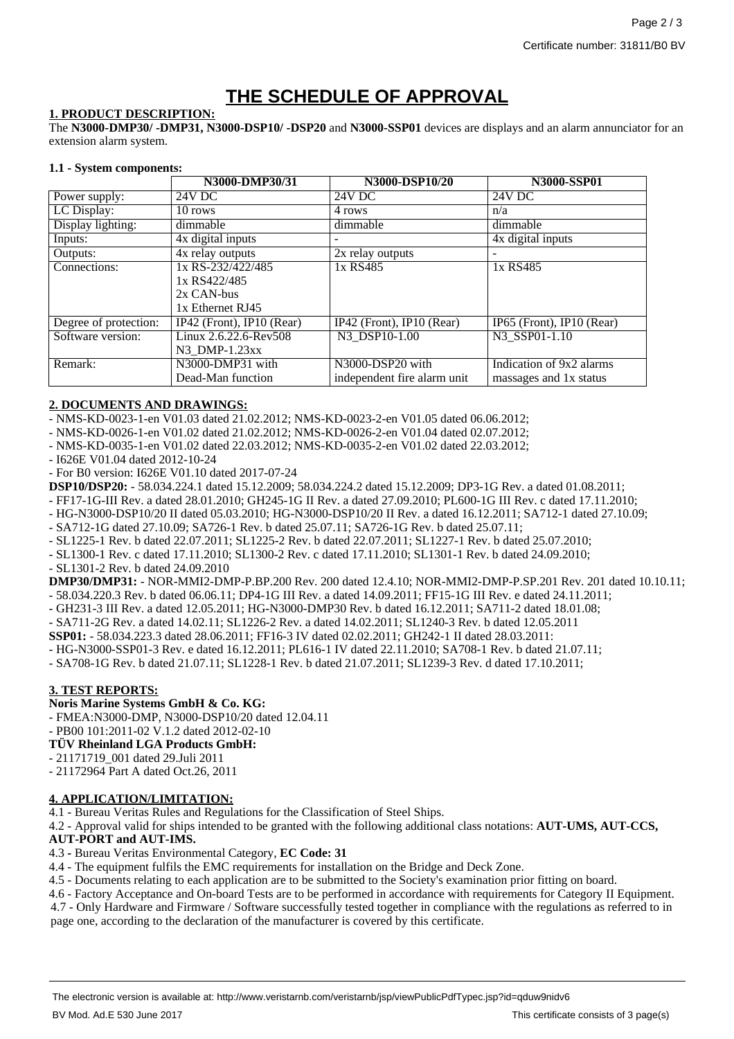# THE SCHEDULE OF APPROVAL

**1. PRODUCT DESCRIPTION:**

The **N3000-DMP30/ -DMP31, N3000-DSP10/ -DSP20** and **N3000-SSP01** devices are displays and an alarm annunciator for an extension alarm system.

**1.1 - System components:**

| | N3000-DMP30/31 | N3000-DSP10/20 | N3000-SSP01 |
|---|---|---|---|
| Power supply: | 24V DC | 24V DC | 24V DC |
| LC Display: | 10 rows | 4 rows | n/a |
| Display lighting: | dimmable | dimmable | dimmable |
| Inputs: | 4x digital inputs | - | 4x digital inputs |
| Outputs: | 4x relay outputs | 2x relay outputs | - |
| Connections: | 1x RS-232/422/485<br>1x RS422/485<br>2x CAN-bus<br>1x Ethernet RJ45 | 1x RS485 | 1x RS485 |
| Degree of protection: | IP42 (Front), IP10 (Rear) | IP42 (Front), IP10 (Rear) | IP65 (Front), IP10 (Rear) |
| Software version: | Linux 2.6.22.6-Rev508<br>N3_DMP-1.23xx | N3_DSP10-1.00 | N3_SSP01-1.10 |
| Remark: | N3000-DMP31 with Dead-Man function | N3000-DSP20 with independent fire alarm unit | Indication of 9x2 alarms massages and 1x status |

**2. DOCUMENTS AND DRAWINGS:**

- NMS-KD-0023-1-en V01.03 dated 21.02.2012; NMS-KD-0023-2-en V01.05 dated 06.06.2012;
- NMS-KD-0026-1-en V01.02 dated 21.02.2012; NMS-KD-0026-2-en V01.04 dated 02.07.2012;
- NMS-KD-0035-1-en V01.02 dated 22.03.2012; NMS-KD-0035-2-en V01.02 dated 22.03.2012;
- I626E V01.04 dated 2012-10-24
- For B0 version: I626E V01.10 dated 2017-07-24

**DSP10/DSP20:** - 58.034.224.1 dated 15.12.2009; 58.034.224.2 dated 15.12.2009; DP3-1G Rev. a dated 01.08.2011;
- FF17-1G-III Rev. a dated 28.01.2010; GH245-1G II Rev. a dated 27.09.2010; PL600-1G III Rev. c dated 17.11.2010;
- HG-N3000-DSP10/20 II dated 05.03.2010; HG-N3000-DSP10/20 II Rev. a dated 16.12.2011; SA712-1 dated 27.10.09;
- SA712-1G dated 27.10.09; SA726-1 Rev. b dated 25.07.11; SA726-1G Rev. b dated 25.07.11;
- SL1225-1 Rev. b dated 22.07.2011; SL1225-2 Rev. b dated 22.07.2011; SL1227-1 Rev. b dated 25.07.2010;
- SL1300-1 Rev. c dated 17.11.2010; SL1300-2 Rev. c dated 17.11.2010; SL1301-1 Rev. b dated 24.09.2010;
- SL1301-2 Rev. b dated 24.09.2010

**DMP30/DMP31:** - NOR-MMI2-DMP-P.BP.200 Rev. 200 dated 12.4.10; NOR-MMI2-DMP-P.SP.201 Rev. 201 dated 10.10.11;
- 58.034.220.3 Rev. b dated 06.06.11; DP4-1G III Rev. a dated 14.09.2011; FF15-1G III Rev. e dated 24.11.2011;
- GH231-3 III Rev. a dated 12.05.2011; HG-N3000-DMP30 Rev. b dated 16.12.2011; SA711-2 dated 18.01.08;
- SA711-2G Rev. a dated 14.02.11; SL1226-2 Rev. a dated 14.02.2011; SL1240-3 Rev. b dated 12.05.2011

**SSP01:** - 58.034.223.3 dated 28.06.2011; FF16-3 IV dated 02.02.2011; GH242-1 II dated 28.03.2011:
- HG-N3000-SSP01-3 Rev. e dated 16.12.2011; PL616-1 IV dated 22.11.2010; SA708-1 Rev. b dated 21.07.11;
- SA708-1G Rev. b dated 21.07.11; SL1228-1 Rev. b dated 21.07.2011; SL1239-3 Rev. d dated 17.10.2011;

**3. TEST REPORTS:**

**Noris Marine Systems GmbH & Co. KG:**
- FMEA:N3000-DMP, N3000-DSP10/20 dated 12.04.11
- PB00 101:2011-02 V.1.2 dated 2012-02-10

**TÜV Rheinland LGA Products GmbH:**
- 21171719_001 dated 29.Juli 2011
- 21172964 Part A dated Oct.26, 2011

**4. APPLICATION/LIMITATION:**

4.1 - Bureau Veritas Rules and Regulations for the Classification of Steel Ships.

4.2 - Approval valid for ships intended to be granted with the following additional class notations: **AUT-UMS, AUT-CCS, AUT-PORT and AUT-IMS.**

4.3 - Bureau Veritas Environmental Category, **EC Code: 31**

4.4 - The equipment fulfils the EMC requirements for installation on the Bridge and Deck Zone.

4.5 - Documents relating to each application are to be submitted to the Society's examination prior fitting on board.

4.6 - Factory Acceptance and On-board Tests are to be performed in accordance with requirements for Category II Equipment.

4.7 - Only Hardware and Firmware / Software successfully tested together in compliance with the regulations as referred to in page one, according to the declaration of the manufacturer is covered by this certificate.

The electronic version is available at: http://www.veristarnb.com/veristarnb/jsp/viewPublicPdfTypec.jsp?id=qduw9nidv6

BV Mod. Ad.E 530 June 2017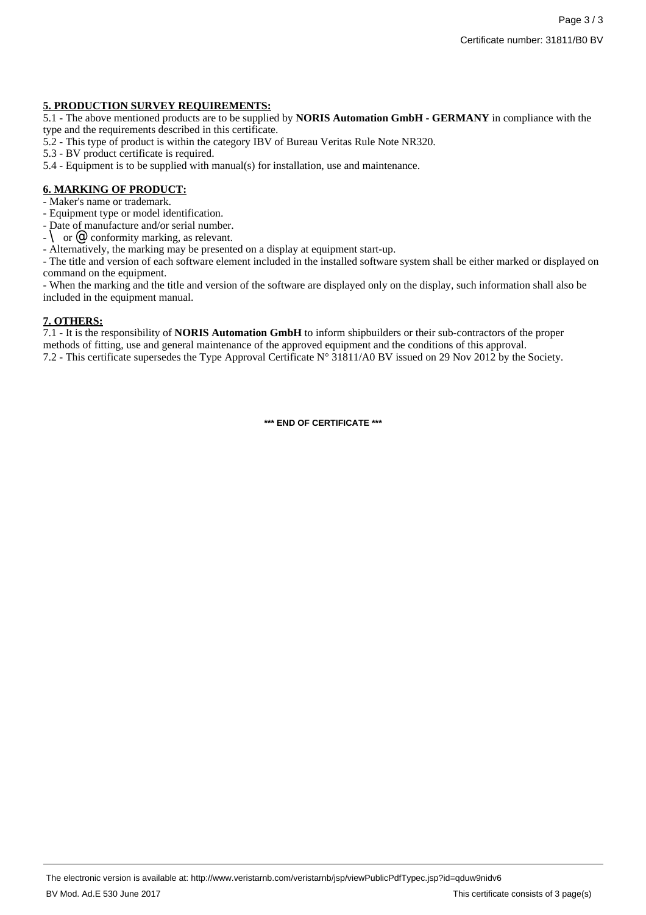## 5. PRODUCTION SURVEY REQUIREMENTS:

5.1 - The above mentioned products are to be supplied by **NORIS Automation GmbH - GERMANY** in compliance with the type and the requirements described in this certificate.

5.2 - This type of product is within the category IBV of Bureau Veritas Rule Note NR320.

5.3 - BV product certificate is required.

5.4 - Equipment is to be supplied with manual(s) for installation, use and maintenance.

## 6. MARKING OF PRODUCT:

- Maker's name or trademark.
- Equipment type or model identification.
- Date of manufacture and/or serial number.
- \ or @ conformity marking, as relevant.
- Alternatively, the marking may be presented on a display at equipment start-up.
- The title and version of each software element included in the installed software system shall be either marked or displayed on command on the equipment.
- When the marking and the title and version of the software are displayed only on the display, such information shall also be included in the equipment manual.

## 7. OTHERS:

7.1 - It is the responsibility of **NORIS Automation GmbH** to inform shipbuilders or their sub-contractors of the proper methods of fitting, use and general maintenance of the approved equipment and the conditions of this approval.

7.2 - This certificate supersedes the Type Approval Certificate N° 31811/A0 BV issued on 29 Nov 2012 by the Society.

**\*\*\* END OF CERTIFICATE \*\*\***

The electronic version is available at: http://www.veristarnb.com/veristarnb/jsp/viewPublicPdfTypec.jsp?id=qduw9nidv6

BV Mod. Ad.E 530 June 2017

This certificate consists of 3 page(s)